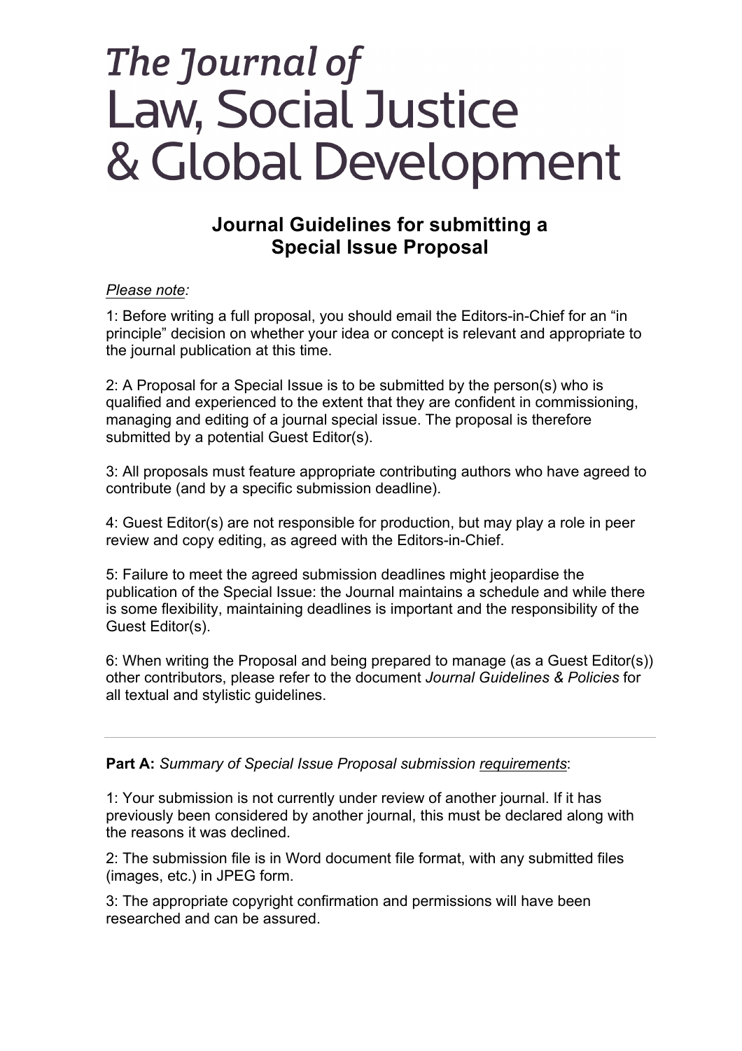# The Journal of Law, Social Justice & Global Development

## Journal Guidelines for submitting a Special Issue Proposal

*Please note:*

1: Before writing a full proposal, you should email the Editors-in-Chief for an "in principle" decision on whether your idea or concept is relevant and appropriate to the journal publication at this time.

2: A Proposal for a Special Issue is to be submitted by the person(s) who is qualified and experienced to the extent that they are confident in commissioning, managing and editing of a journal special issue. The proposal is therefore submitted by a potential Guest Editor(s).

3: All proposals must feature appropriate contributing authors who have agreed to contribute (and by a specific submission deadline).

4: Guest Editor(s) are not responsible for production, but may play a role in peer review and copy editing, as agreed with the Editors-in-Chief.

5: Failure to meet the agreed submission deadlines might jeopardise the publication of the Special Issue: the Journal maintains a schedule and while there is some flexibility, maintaining deadlines is important and the responsibility of the Guest Editor(s).

6: When writing the Proposal and being prepared to manage (as a Guest Editor(s)) other contributors, please refer to the document *Journal Guidelines & Policies* for all textual and stylistic guidelines.

---

**Part A:** *Summary of Special Issue Proposal submission requirements*:

1: Your submission is not currently under review of another journal. If it has previously been considered by another journal, this must be declared along with the reasons it was declined.

2: The submission file is in Word document file format, with any submitted files (images, etc.) in JPEG form.

3: The appropriate copyright confirmation and permissions will have been researched and can be assured.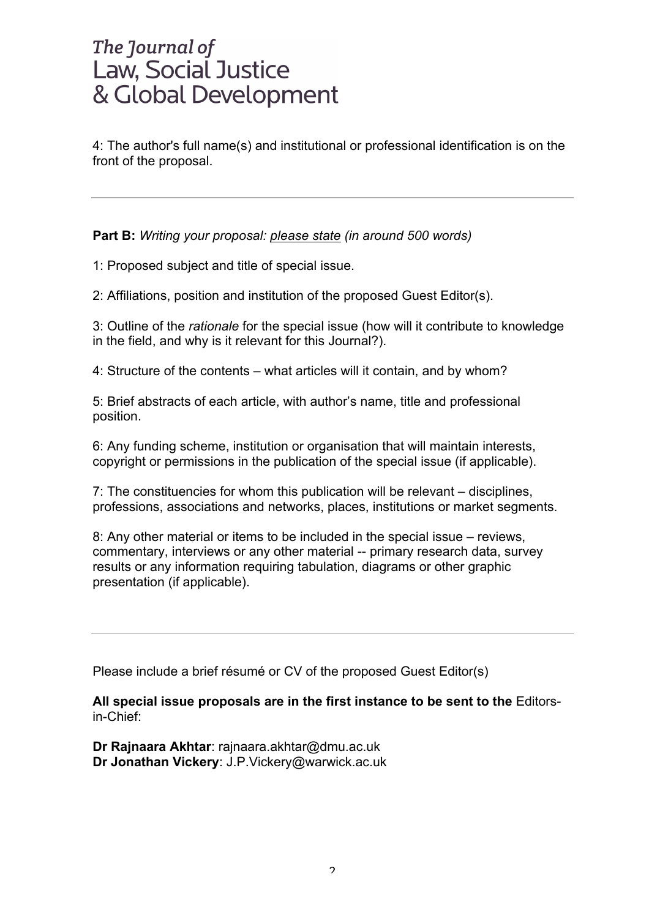4: The author's full name(s) and institutional or professional identification is on the front of the proposal.

---

**Part B:** *Writing your proposal: please state (in around 500 words)*

1: Proposed subject and title of special issue.

2: Affiliations, position and institution of the proposed Guest Editor(s).

3: Outline of the *rationale* for the special issue (how will it contribute to knowledge in the field, and why is it relevant for this Journal?).

4: Structure of the contents – what articles will it contain, and by whom?

5: Brief abstracts of each article, with author's name, title and professional position.

6: Any funding scheme, institution or organisation that will maintain interests, copyright or permissions in the publication of the special issue (if applicable).

7: The constituencies for whom this publication will be relevant – disciplines, professions, associations and networks, places, institutions or market segments.

8: Any other material or items to be included in the special issue – reviews, commentary, interviews or any other material -- primary research data, survey results or any information requiring tabulation, diagrams or other graphic presentation (if applicable).

---

Please include a brief résumé or CV of the proposed Guest Editor(s)

**All special issue proposals are in the first instance to be sent to the** Editors-in-Chief:

**Dr Rajnaara Akhtar**: rajnaara.akhtar@dmu.ac.uk
**Dr Jonathan Vickery**: J.P.Vickery@warwick.ac.uk